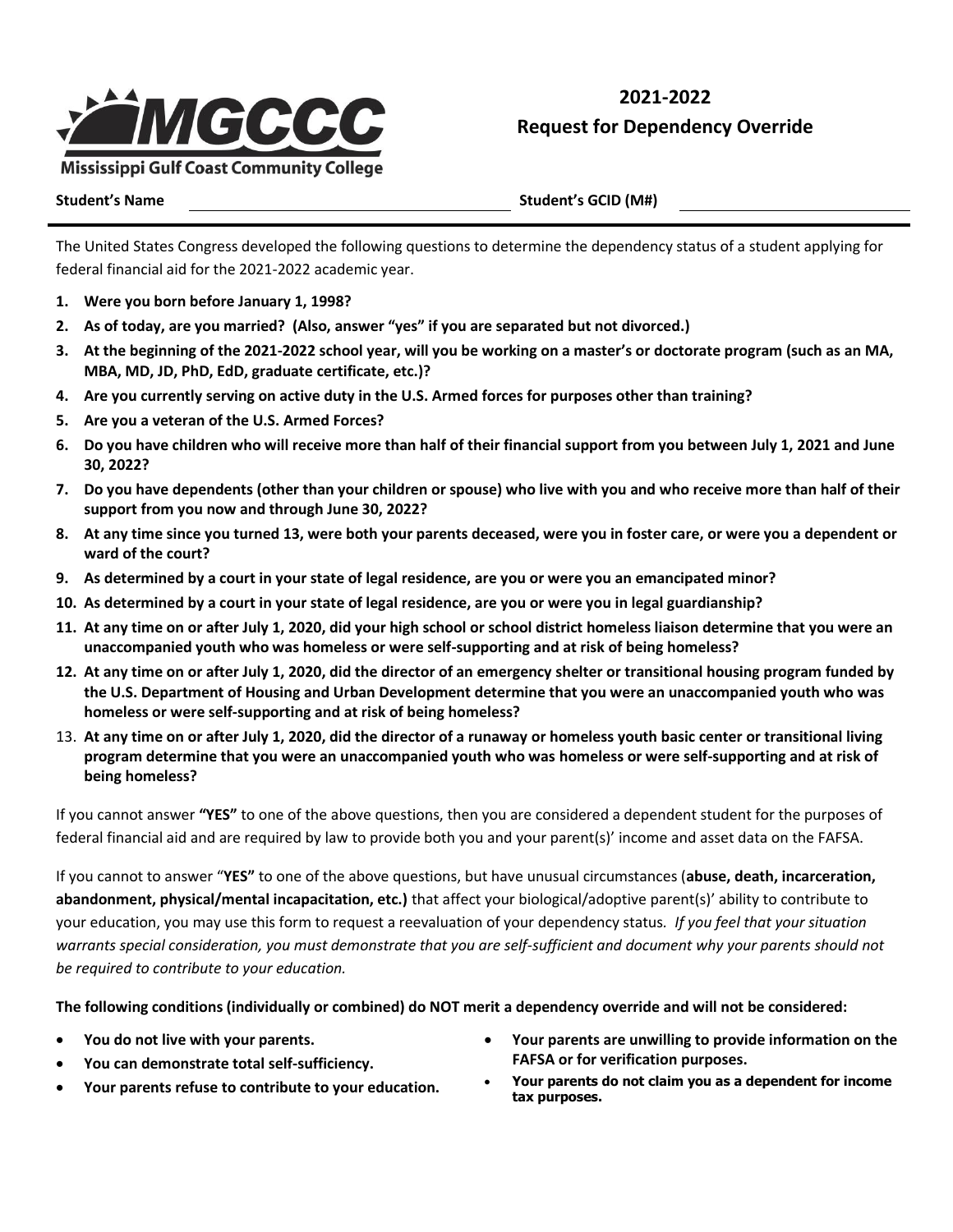Mississippi Gulf Coast Community College

# 2021-2022 Request for Dependency Override

**Student's Name** ______________________ **Student's GCID (M#)** ______________________

The United States Congress developed the following questions to determine the dependency status of a student applying for federal financial aid for the 2021-2022 academic year.

1. **Were you born before January 1, 1998?**
2. **As of today, are you married? (Also, answer "yes" if you are separated but not divorced.)**
3. **At the beginning of the 2021-2022 school year, will you be working on a master's or doctorate program (such as an MA, MBA, MD, JD, PhD, EdD, graduate certificate, etc.)?**
4. **Are you currently serving on active duty in the U.S. Armed forces for purposes other than training?**
5. **Are you a veteran of the U.S. Armed Forces?**
6. **Do you have children who will receive more than half of their financial support from you between July 1, 2021 and June 30, 2022?**
7. **Do you have dependents (other than your children or spouse) who live with you and who receive more than half of their support from you now and through June 30, 2022?**
8. **At any time since you turned 13, were both your parents deceased, were you in foster care, or were you a dependent or ward of the court?**
9. **As determined by a court in your state of legal residence, are you or were you an emancipated minor?**
10. **As determined by a court in your state of legal residence, are you or were you in legal guardianship?**
11. **At any time on or after July 1, 2020, did your high school or school district homeless liaison determine that you were an unaccompanied youth who was homeless or were self-supporting and at risk of being homeless?**
12. **At any time on or after July 1, 2020, did the director of an emergency shelter or transitional housing program funded by the U.S. Department of Housing and Urban Development determine that you were an unaccompanied youth who was homeless or were self-supporting and at risk of being homeless?**
13. **At any time on or after July 1, 2020, did the director of a runaway or homeless youth basic center or transitional living program determine that you were an unaccompanied youth who was homeless or were self-supporting and at risk of being homeless?**

If you cannot answer **"YES"** to one of the above questions, then you are considered a dependent student for the purposes of federal financial aid and are required by law to provide both you and your parent(s)' income and asset data on the FAFSA.

If you cannot to answer "**YES"** to one of the above questions, but have unusual circumstances (**abuse, death, incarceration, abandonment, physical/mental incapacitation, etc.)** that affect your biological/adoptive parent(s)' ability to contribute to your education, you may use this form to request a reevaluation of your dependency status. *If you feel that your situation warrants special consideration, you must demonstrate that you are self-sufficient and document why your parents should not be required to contribute to your education.*

**The following conditions (individually or combined) do NOT merit a dependency override and will not be considered:**

- **You do not live with your parents.**
- **You can demonstrate total self-sufficiency.**
- **Your parents refuse to contribute to your education.**
- **Your parents are unwilling to provide information on the FAFSA or for verification purposes.**
- **Your parents do not claim you as a dependent for income tax purposes.**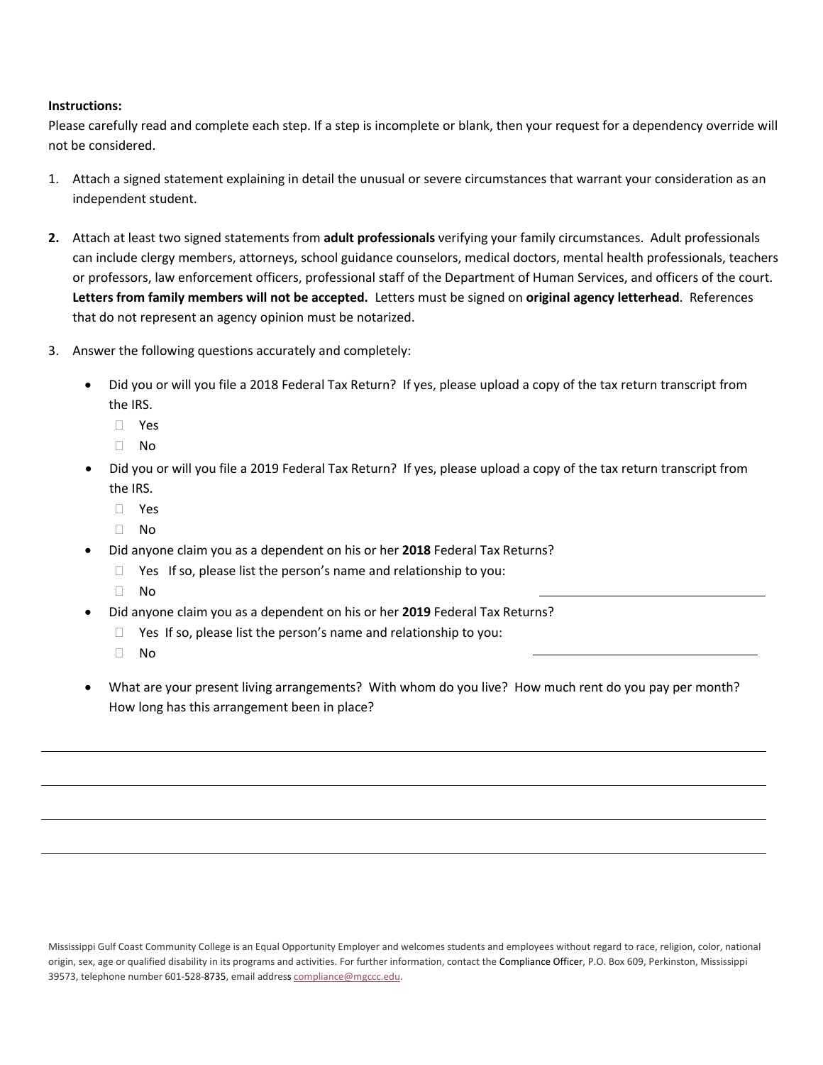**Instructions:**

Please carefully read and complete each step. If a step is incomplete or blank, then your request for a dependency override will not be considered.

1. Attach a signed statement explaining in detail the unusual or severe circumstances that warrant your consideration as an independent student.

2. Attach at least two signed statements from **adult professionals** verifying your family circumstances. Adult professionals can include clergy members, attorneys, school guidance counselors, medical doctors, mental health professionals, teachers or professors, law enforcement officers, professional staff of the Department of Human Services, and officers of the court. **Letters from family members will not be accepted.** Letters must be signed on **original agency letterhead**. References that do not represent an agency opinion must be notarized.

3. Answer the following questions accurately and completely:

   - Did you or will you file a 2018 Federal Tax Return? If yes, please upload a copy of the tax return transcript from the IRS.
     - ☐ Yes
     - ☐ No
   - Did you or will you file a 2019 Federal Tax Return? If yes, please upload a copy of the tax return transcript from the IRS.
     - ☐ Yes
     - ☐ No
   - Did anyone claim you as a dependent on his or her **2018** Federal Tax Returns?
     - ☐ Yes If so, please list the person's name and relationship to you: ______________________
     - ☐ No
   - Did anyone claim you as a dependent on his or her **2019** Federal Tax Returns?
     - ☐ Yes If so, please list the person's name and relationship to you: ______________________
     - ☐ No
   - What are your present living arrangements? With whom do you live? How much rent do you pay per month? How long has this arrangement been in place?

____________________________________________________________________________

____________________________________________________________________________

____________________________________________________________________________

____________________________________________________________________________

Mississippi Gulf Coast Community College is an Equal Opportunity Employer and welcomes students and employees without regard to race, religion, color, national origin, sex, age or qualified disability in its programs and activities. For further information, contact the Compliance Officer, P.O. Box 609, Perkinston, Mississippi 39573, telephone number 601-528-8735, email address compliance@mgccc.edu.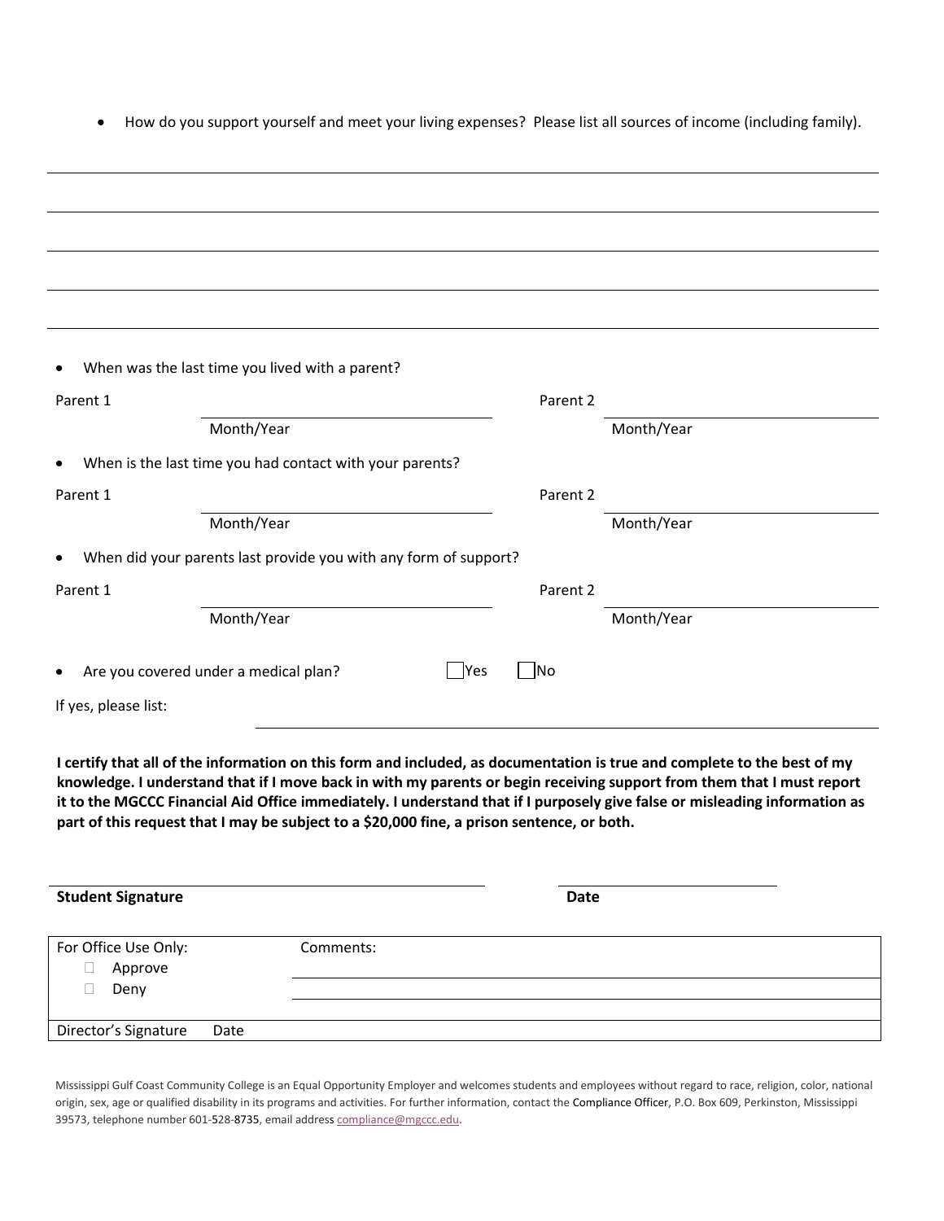- How do you support yourself and meet your living expenses? Please list all sources of income (including family).

\_\_\_\_\_\_\_\_\_\_\_\_\_\_\_\_\_\_\_\_\_\_\_\_\_\_\_\_\_\_\_\_\_\_\_\_\_\_\_\_\_\_\_\_\_\_\_\_\_\_\_\_\_\_\_\_\_\_\_\_\_\_\_\_\_\_\_\_\_\_\_\_\_\_\_\_

\_\_\_\_\_\_\_\_\_\_\_\_\_\_\_\_\_\_\_\_\_\_\_\_\_\_\_\_\_\_\_\_\_\_\_\_\_\_\_\_\_\_\_\_\_\_\_\_\_\_\_\_\_\_\_\_\_\_\_\_\_\_\_\_\_\_\_\_\_\_\_\_\_\_\_\_

\_\_\_\_\_\_\_\_\_\_\_\_\_\_\_\_\_\_\_\_\_\_\_\_\_\_\_\_\_\_\_\_\_\_\_\_\_\_\_\_\_\_\_\_\_\_\_\_\_\_\_\_\_\_\_\_\_\_\_\_\_\_\_\_\_\_\_\_\_\_\_\_\_\_\_\_

\_\_\_\_\_\_\_\_\_\_\_\_\_\_\_\_\_\_\_\_\_\_\_\_\_\_\_\_\_\_\_\_\_\_\_\_\_\_\_\_\_\_\_\_\_\_\_\_\_\_\_\_\_\_\_\_\_\_\_\_\_\_\_\_\_\_\_\_\_\_\_\_\_\_\_\_

\_\_\_\_\_\_\_\_\_\_\_\_\_\_\_\_\_\_\_\_\_\_\_\_\_\_\_\_\_\_\_\_\_\_\_\_\_\_\_\_\_\_\_\_\_\_\_\_\_\_\_\_\_\_\_\_\_\_\_\_\_\_\_\_\_\_\_\_\_\_\_\_\_\_\_\_

- When was the last time you lived with a parent?

Parent 1 \_\_\_\_\_\_\_\_\_\_\_\_\_\_\_\_\_\_\_\_\_\_\_\_ Parent 2 \_\_\_\_\_\_\_\_\_\_\_\_\_\_\_\_\_\_\_\_\_\_\_\_
Month/Year Month/Year

- When is the last time you had contact with your parents?

Parent 1 \_\_\_\_\_\_\_\_\_\_\_\_\_\_\_\_\_\_\_\_\_\_\_\_ Parent 2 \_\_\_\_\_\_\_\_\_\_\_\_\_\_\_\_\_\_\_\_\_\_\_\_
Month/Year Month/Year

- When did your parents last provide you with any form of support?

Parent 1 \_\_\_\_\_\_\_\_\_\_\_\_\_\_\_\_\_\_\_\_\_\_\_\_ Parent 2 \_\_\_\_\_\_\_\_\_\_\_\_\_\_\_\_\_\_\_\_\_\_\_\_
Month/Year Month/Year

- Are you covered under a medical plan? ☐ Yes ☐ No

If yes, please list: \_\_\_\_\_\_\_\_\_\_\_\_\_\_\_\_\_\_\_\_\_\_\_\_\_\_\_\_\_\_\_\_\_\_\_\_\_\_\_\_\_\_\_\_\_\_\_\_\_\_\_\_

**I certify that all of the information on this form and included, as documentation is true and complete to the best of my knowledge. I understand that if I move back in with my parents or begin receiving support from them that I must report it to the MGCCC Financial Aid Office immediately. I understand that if I purposely give false or misleading information as part of this request that I may be subject to a $20,000 fine, a prison sentence, or both.**

\_\_\_\_\_\_\_\_\_\_\_\_\_\_\_\_\_\_\_\_\_\_\_\_\_\_\_\_\_\_\_\_\_\_\_\_\_\_\_\_ \_\_\_\_\_\_\_\_\_\_\_\_\_\_\_\_\_\_\_\_

**Student Signature** **Date**

| | |
|---|---|
| For Office Use Only:<br>☐ Approve<br>☐ Deny | Comments: |
| Director's Signature Date | |

Mississippi Gulf Coast Community College is an Equal Opportunity Employer and welcomes students and employees without regard to race, religion, color, national origin, sex, age or qualified disability in its programs and activities. For further information, contact the Compliance Officer, P.O. Box 609, Perkinston, Mississippi 39573, telephone number 601-528-8735, email address compliance@mgccc.edu.